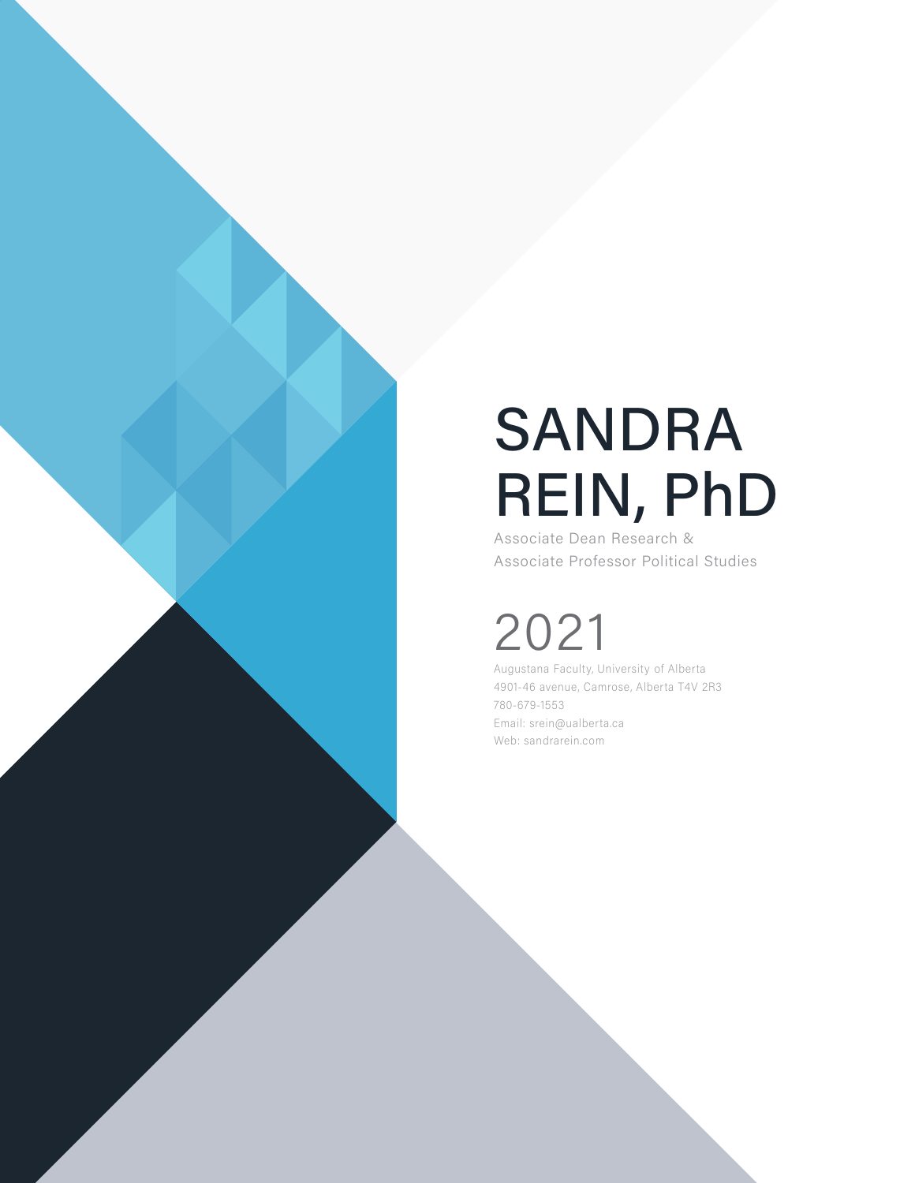# SANDRA REIN, PhD

Associate Dean Research &
Associate Professor Political Studies

## 2021

Augustana Faculty, University of Alberta
4901-46 avenue, Camrose, Alberta T4V 2R3
780-679-1553
Email: srein@ualberta.ca
Web: sandrarein.com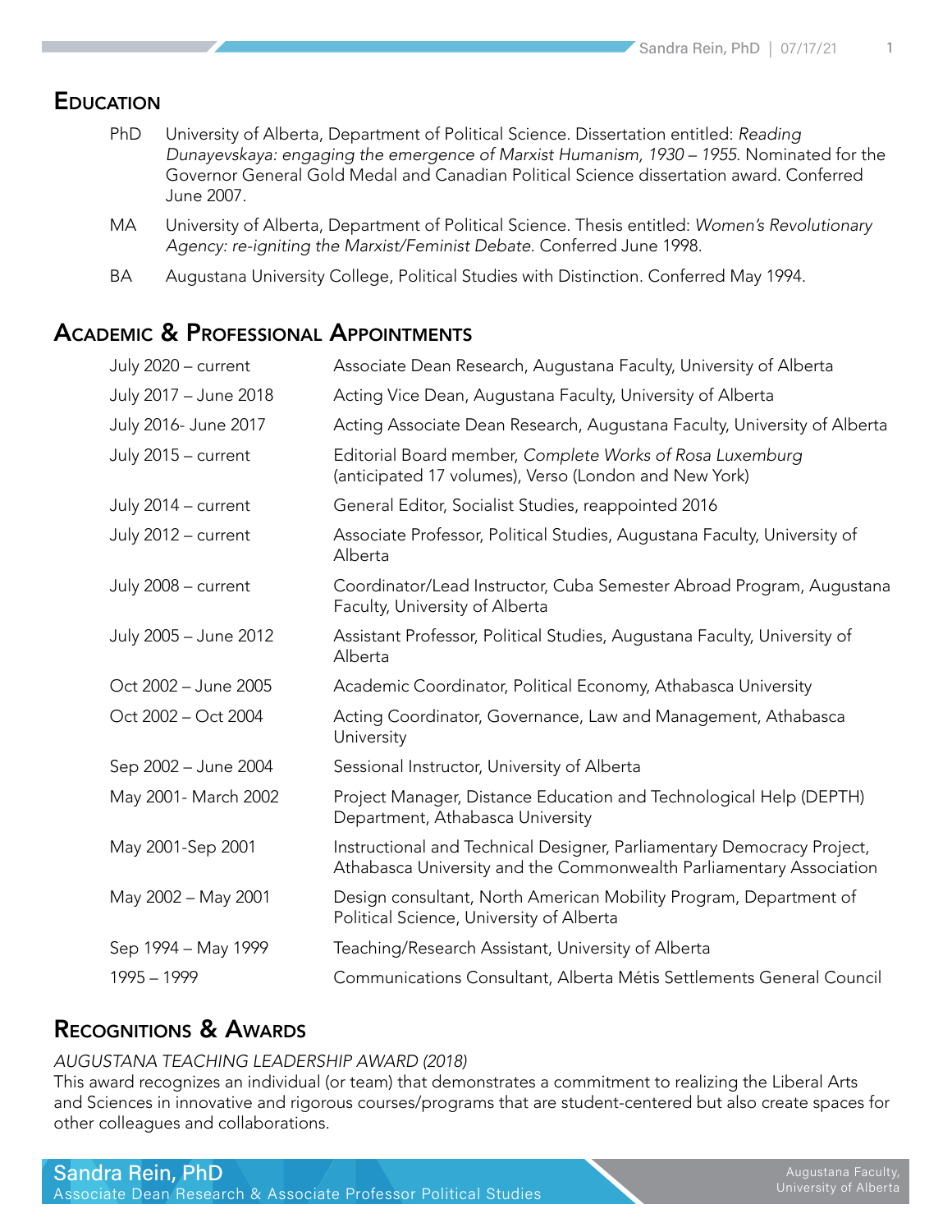## Education

- PhD University of Alberta, Department of Political Science. Dissertation entitled: *Reading Dunayevskaya: engaging the emergence of Marxist Humanism, 1930 – 1955.* Nominated for the Governor General Gold Medal and Canadian Political Science dissertation award. Conferred June 2007.
- MA University of Alberta, Department of Political Science. Thesis entitled: *Women's Revolutionary Agency: re-igniting the Marxist/Feminist Debate.* Conferred June 1998.
- BA Augustana University College, Political Studies with Distinction. Conferred May 1994.

## Academic & Professional Appointments

| | |
|---|---|
| July 2020 – current | Associate Dean Research, Augustana Faculty, University of Alberta |
| July 2017 – June 2018 | Acting Vice Dean, Augustana Faculty, University of Alberta |
| July 2016- June 2017 | Acting Associate Dean Research, Augustana Faculty, University of Alberta |
| July 2015 – current | Editorial Board member, *Complete Works of Rosa Luxemburg* (anticipated 17 volumes), Verso (London and New York) |
| July 2014 – current | General Editor, Socialist Studies, reappointed 2016 |
| July 2012 – current | Associate Professor, Political Studies, Augustana Faculty, University of Alberta |
| July 2008 – current | Coordinator/Lead Instructor, Cuba Semester Abroad Program, Augustana Faculty, University of Alberta |
| July 2005 – June 2012 | Assistant Professor, Political Studies, Augustana Faculty, University of Alberta |
| Oct 2002 – June 2005 | Academic Coordinator, Political Economy, Athabasca University |
| Oct 2002 – Oct 2004 | Acting Coordinator, Governance, Law and Management, Athabasca University |
| Sep 2002 – June 2004 | Sessional Instructor, University of Alberta |
| May 2001- March 2002 | Project Manager, Distance Education and Technological Help (DEPTH) Department, Athabasca University |
| May 2001-Sep 2001 | Instructional and Technical Designer, Parliamentary Democracy Project, Athabasca University and the Commonwealth Parliamentary Association |
| May 2002 – May 2001 | Design consultant, North American Mobility Program, Department of Political Science, University of Alberta |
| Sep 1994 – May 1999 | Teaching/Research Assistant, University of Alberta |
| 1995 – 1999 | Communications Consultant, Alberta Métis Settlements General Council |

## Recognitions & Awards

*AUGUSTANA TEACHING LEADERSHIP AWARD (2018)*
This award recognizes an individual (or team) that demonstrates a commitment to realizing the Liberal Arts and Sciences in innovative and rigorous courses/programs that are student-centered but also create spaces for other colleagues and collaborations.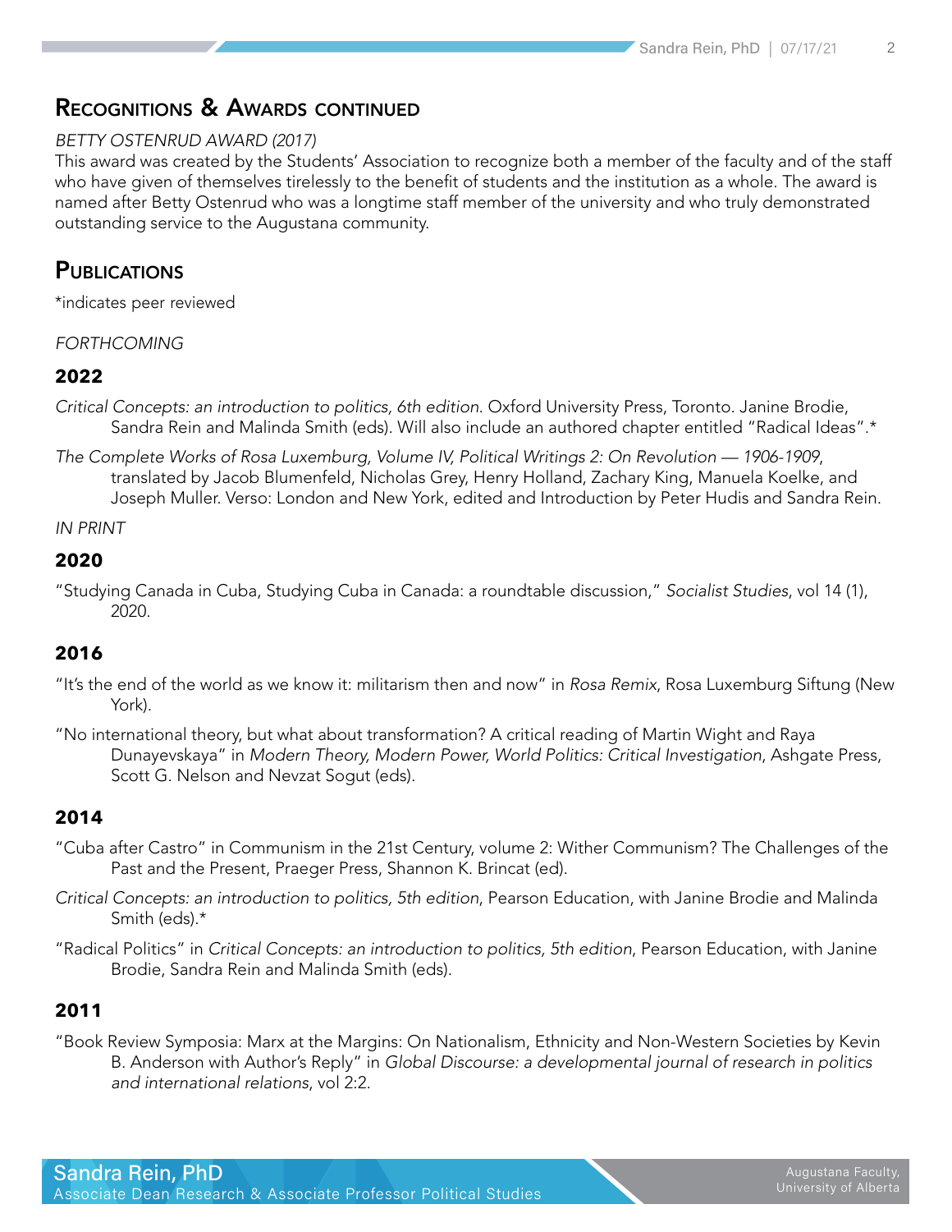## Recognitions & Awards continued

*BETTY OSTENRUD AWARD (2017)*

This award was created by the Students' Association to recognize both a member of the faculty and of the staff who have given of themselves tirelessly to the benefit of students and the institution as a whole. The award is named after Betty Ostenrud who was a longtime staff member of the university and who truly demonstrated outstanding service to the Augustana community.

## Publications

*indicates peer reviewed

*FORTHCOMING*

### 2022

*Critical Concepts: an introduction to politics, 6th edition*. Oxford University Press, Toronto. Janine Brodie, Sandra Rein and Malinda Smith (eds). Will also include an authored chapter entitled "Radical Ideas".*

*The Complete Works of Rosa Luxemburg, Volume IV, Political Writings 2: On Revolution — 1906-1909*, translated by Jacob Blumenfeld, Nicholas Grey, Henry Holland, Zachary King, Manuela Koelke, and Joseph Muller. Verso: London and New York, edited and Introduction by Peter Hudis and Sandra Rein.

*IN PRINT*

### 2020

"Studying Canada in Cuba, Studying Cuba in Canada: a roundtable discussion," *Socialist Studies*, vol 14 (1), 2020.

### 2016

"It's the end of the world as we know it: militarism then and now" in *Rosa Remix*, Rosa Luxemburg Siftung (New York).

"No international theory, but what about transformation? A critical reading of Martin Wight and Raya Dunayevskaya" in *Modern Theory, Modern Power, World Politics: Critical Investigation*, Ashgate Press, Scott G. Nelson and Nevzat Sogut (eds).

### 2014

"Cuba after Castro" in Communism in the 21st Century, volume 2: Wither Communism? The Challenges of the Past and the Present, Praeger Press, Shannon K. Brincat (ed).

*Critical Concepts: an introduction to politics, 5th edition*, Pearson Education, with Janine Brodie and Malinda Smith (eds).*

"Radical Politics" in *Critical Concepts: an introduction to politics, 5th edition*, Pearson Education, with Janine Brodie, Sandra Rein and Malinda Smith (eds).

### 2011

"Book Review Symposia: Marx at the Margins: On Nationalism, Ethnicity and Non-Western Societies by Kevin B. Anderson with Author's Reply" in *Global Discourse: a developmental journal of research in politics and international relations*, vol 2:2.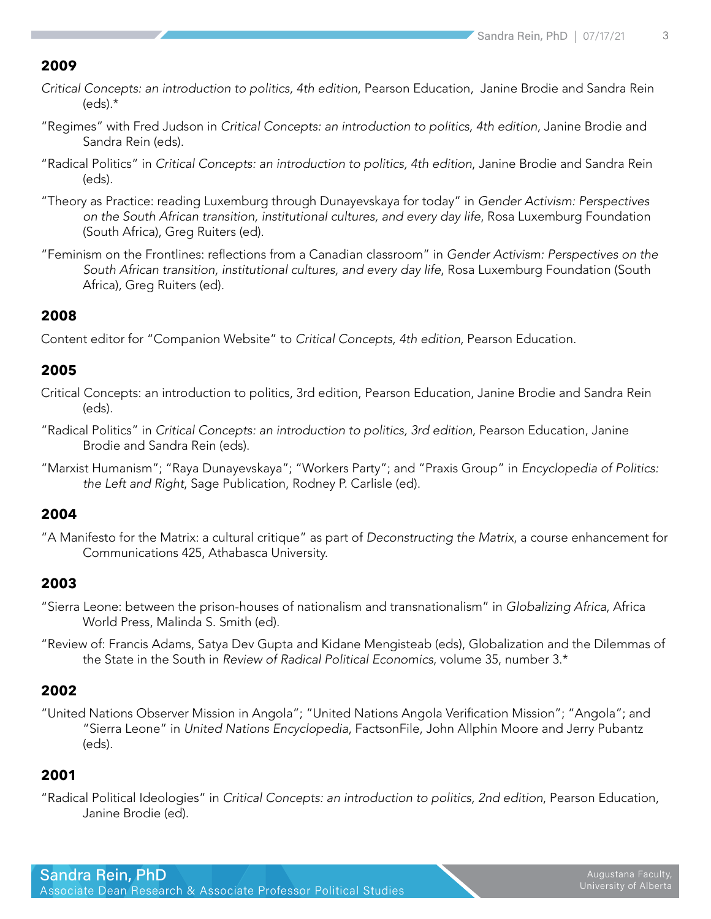## 2009

*Critical Concepts: an introduction to politics, 4th edition*, Pearson Education, Janine Brodie and Sandra Rein (eds).*

"Regimes" with Fred Judson in *Critical Concepts: an introduction to politics, 4th edition*, Janine Brodie and Sandra Rein (eds).

"Radical Politics" in *Critical Concepts: an introduction to politics, 4th edition*, Janine Brodie and Sandra Rein (eds).

"Theory as Practice: reading Luxemburg through Dunayevskaya for today" in *Gender Activism: Perspectives on the South African transition, institutional cultures, and every day life*, Rosa Luxemburg Foundation (South Africa), Greg Ruiters (ed).

"Feminism on the Frontlines: reflections from a Canadian classroom" in *Gender Activism: Perspectives on the South African transition, institutional cultures, and every day life*, Rosa Luxemburg Foundation (South Africa), Greg Ruiters (ed).

## 2008

Content editor for "Companion Website" to *Critical Concepts, 4th edition*, Pearson Education.

## 2005

Critical Concepts: an introduction to politics, 3rd edition, Pearson Education, Janine Brodie and Sandra Rein (eds).

"Radical Politics" in *Critical Concepts: an introduction to politics, 3rd edition*, Pearson Education, Janine Brodie and Sandra Rein (eds).

"Marxist Humanism"; "Raya Dunayevskaya"; "Workers Party"; and "Praxis Group" in *Encyclopedia of Politics: the Left and Right*, Sage Publication, Rodney P. Carlisle (ed).

## 2004

"A Manifesto for the Matrix: a cultural critique" as part of *Deconstructing the Matrix*, a course enhancement for Communications 425, Athabasca University.

## 2003

"Sierra Leone: between the prison-houses of nationalism and transnationalism" in *Globalizing Africa*, Africa World Press, Malinda S. Smith (ed).

"Review of: Francis Adams, Satya Dev Gupta and Kidane Mengisteab (eds), Globalization and the Dilemmas of the State in the South in *Review of Radical Political Economics*, volume 35, number 3.*

## 2002

"United Nations Observer Mission in Angola"; "United Nations Angola Verification Mission"; "Angola"; and "Sierra Leone" in *United Nations Encyclopedia*, FactsonFile, John Allphin Moore and Jerry Pubantz (eds).

## 2001

"Radical Political Ideologies" in *Critical Concepts: an introduction to politics, 2nd edition*, Pearson Education, Janine Brodie (ed).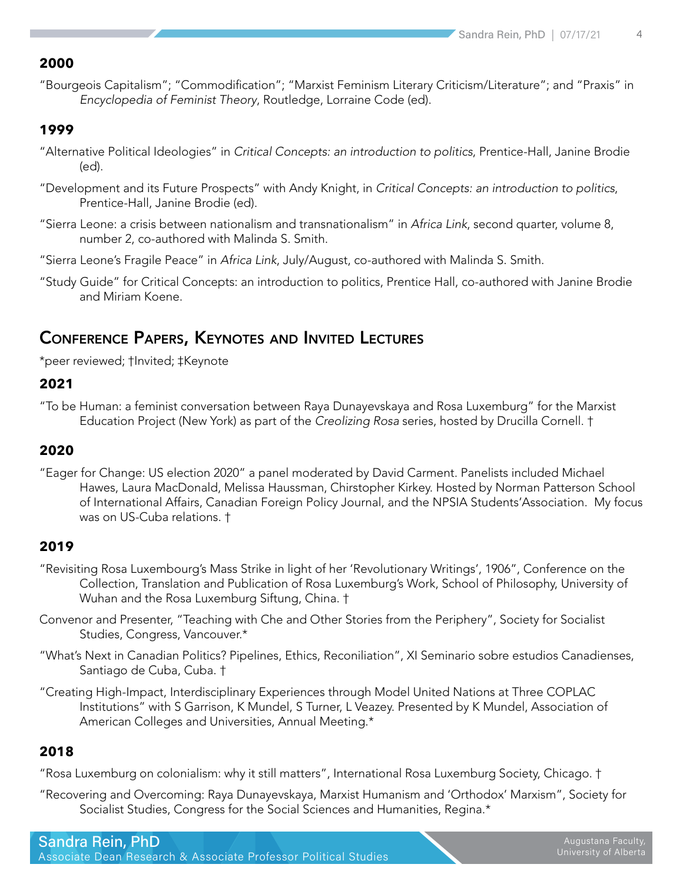### 2000

"Bourgeois Capitalism"; "Commodification"; "Marxist Feminism Literary Criticism/Literature"; and "Praxis" in *Encyclopedia of Feminist Theory*, Routledge, Lorraine Code (ed).

### 1999

"Alternative Political Ideologies" in *Critical Concepts: an introduction to politics*, Prentice-Hall, Janine Brodie (ed).

"Development and its Future Prospects" with Andy Knight, in *Critical Concepts: an introduction to politics*, Prentice-Hall, Janine Brodie (ed).

"Sierra Leone: a crisis between nationalism and transnationalism" in *Africa Link*, second quarter, volume 8, number 2, co-authored with Malinda S. Smith.

"Sierra Leone's Fragile Peace" in *Africa Link*, July/August, co-authored with Malinda S. Smith.

"Study Guide" for Critical Concepts: an introduction to politics, Prentice Hall, co-authored with Janine Brodie and Miriam Koene.

## Conference Papers, Keynotes and Invited Lectures

*peer reviewed; †Invited; ‡Keynote

### 2021

"To be Human: a feminist conversation between Raya Dunayevskaya and Rosa Luxemburg" for the Marxist Education Project (New York) as part of the *Creolizing Rosa* series, hosted by Drucilla Cornell. †

### 2020

"Eager for Change: US election 2020" a panel moderated by David Carment. Panelists included Michael Hawes, Laura MacDonald, Melissa Haussman, Chirstopher Kirkey. Hosted by Norman Patterson School of International Affairs, Canadian Foreign Policy Journal, and the NPSIA Students'Association. My focus was on US-Cuba relations. †

### 2019

"Revisiting Rosa Luxembourg's Mass Strike in light of her 'Revolutionary Writings', 1906", Conference on the Collection, Translation and Publication of Rosa Luxemburg's Work, School of Philosophy, University of Wuhan and the Rosa Luxemburg Siftung, China. †

Convenor and Presenter, "Teaching with Che and Other Stories from the Periphery", Society for Socialist Studies, Congress, Vancouver.*

"What's Next in Canadian Politics? Pipelines, Ethics, Reconiliation", XI Seminario sobre estudios Canadienses, Santiago de Cuba, Cuba. †

"Creating High-Impact, Interdisciplinary Experiences through Model United Nations at Three COPLAC Institutions" with S Garrison, K Mundel, S Turner, L Veazey. Presented by K Mundel, Association of American Colleges and Universities, Annual Meeting.*

### 2018

"Rosa Luxemburg on colonialism: why it still matters", International Rosa Luxemburg Society, Chicago. †

"Recovering and Overcoming: Raya Dunayevskaya, Marxist Humanism and 'Orthodox' Marxism", Society for Socialist Studies, Congress for the Social Sciences and Humanities, Regina.*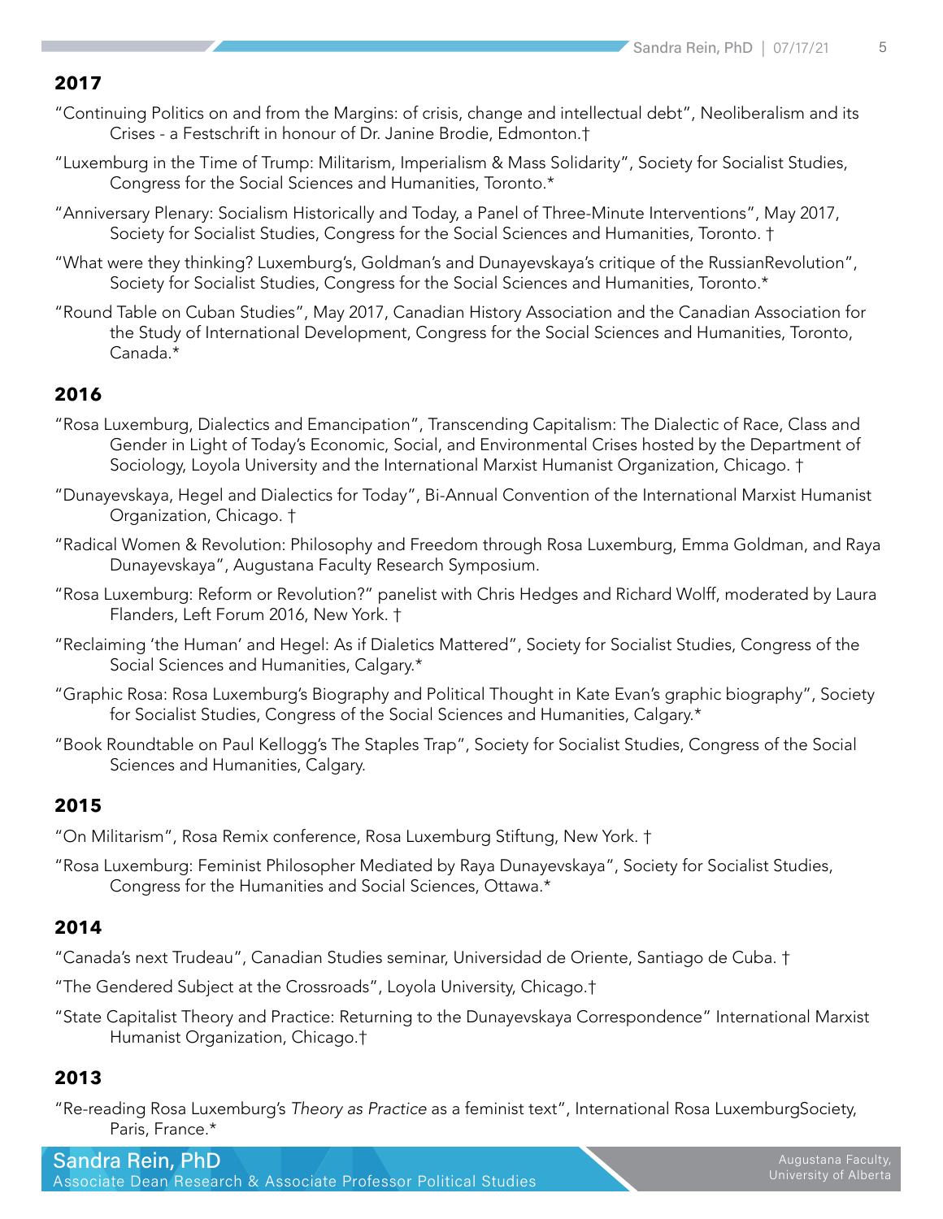## 2017

"Continuing Politics on and from the Margins: of crisis, change and intellectual debt", Neoliberalism and its Crises - a Festschrift in honour of Dr. Janine Brodie, Edmonton.†

"Luxemburg in the Time of Trump: Militarism, Imperialism & Mass Solidarity", Society for Socialist Studies, Congress for the Social Sciences and Humanities, Toronto.*

"Anniversary Plenary: Socialism Historically and Today, a Panel of Three-Minute Interventions", May 2017, Society for Socialist Studies, Congress for the Social Sciences and Humanities, Toronto. †

"What were they thinking? Luxemburg's, Goldman's and Dunayevskaya's critique of the RussianRevolution", Society for Socialist Studies, Congress for the Social Sciences and Humanities, Toronto.*

"Round Table on Cuban Studies", May 2017, Canadian History Association and the Canadian Association for the Study of International Development, Congress for the Social Sciences and Humanities, Toronto, Canada.*

## 2016

"Rosa Luxemburg, Dialectics and Emancipation", Transcending Capitalism: The Dialectic of Race, Class and Gender in Light of Today's Economic, Social, and Environmental Crises hosted by the Department of Sociology, Loyola University and the International Marxist Humanist Organization, Chicago. †

"Dunayevskaya, Hegel and Dialectics for Today", Bi-Annual Convention of the International Marxist Humanist Organization, Chicago. †

"Radical Women & Revolution: Philosophy and Freedom through Rosa Luxemburg, Emma Goldman, and Raya Dunayevskaya", Augustana Faculty Research Symposium.

"Rosa Luxemburg: Reform or Revolution?" panelist with Chris Hedges and Richard Wolff, moderated by Laura Flanders, Left Forum 2016, New York. †

"Reclaiming 'the Human' and Hegel: As if Dialetics Mattered", Society for Socialist Studies, Congress of the Social Sciences and Humanities, Calgary.*

"Graphic Rosa: Rosa Luxemburg's Biography and Political Thought in Kate Evan's graphic biography", Society for Socialist Studies, Congress of the Social Sciences and Humanities, Calgary.*

"Book Roundtable on Paul Kellogg's The Staples Trap", Society for Socialist Studies, Congress of the Social Sciences and Humanities, Calgary.

## 2015

"On Militarism", Rosa Remix conference, Rosa Luxemburg Stiftung, New York. †

"Rosa Luxemburg: Feminist Philosopher Mediated by Raya Dunayevskaya", Society for Socialist Studies, Congress for the Humanities and Social Sciences, Ottawa.*

## 2014

"Canada's next Trudeau", Canadian Studies seminar, Universidad de Oriente, Santiago de Cuba. †

"The Gendered Subject at the Crossroads", Loyola University, Chicago.†

"State Capitalist Theory and Practice: Returning to the Dunayevskaya Correspondence" International Marxist Humanist Organization, Chicago.†

## 2013

"Re-reading Rosa Luxemburg's *Theory as Practice* as a feminist text", International Rosa LuxemburgSociety, Paris, France.*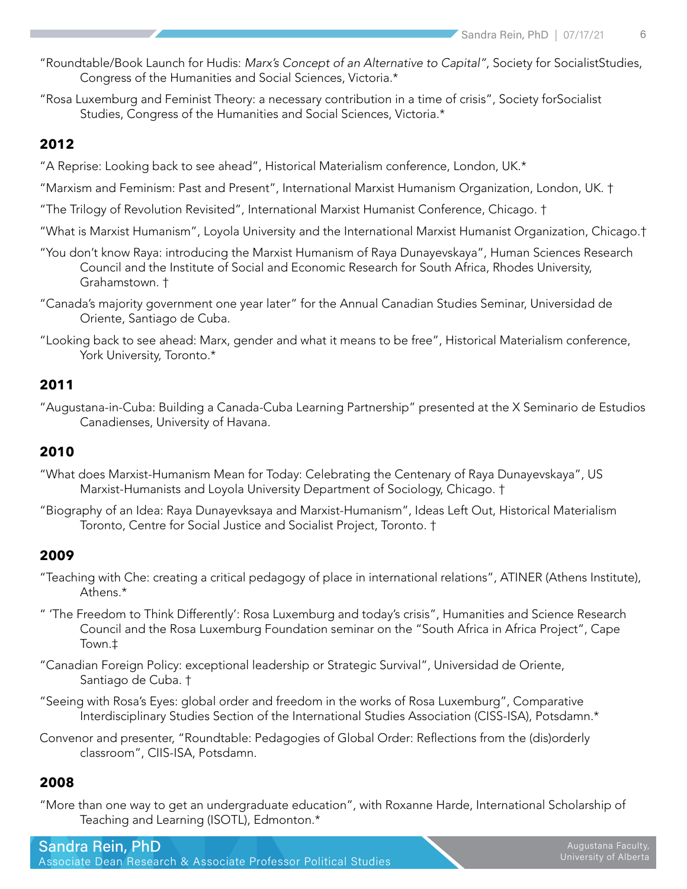"Roundtable/Book Launch for Hudis: *Marx's Concept of an Alternative to Capital*", Society for SocialistStudies, Congress of the Humanities and Social Sciences, Victoria.*

"Rosa Luxemburg and Feminist Theory: a necessary contribution in a time of crisis", Society forSocialist Studies, Congress of the Humanities and Social Sciences, Victoria.*

## 2012

"A Reprise: Looking back to see ahead", Historical Materialism conference, London, UK.*

"Marxism and Feminism: Past and Present", International Marxist Humanism Organization, London, UK. †

"The Trilogy of Revolution Revisited", International Marxist Humanist Conference, Chicago. †

"What is Marxist Humanism", Loyola University and the International Marxist Humanist Organization, Chicago.†

"You don't know Raya: introducing the Marxist Humanism of Raya Dunayevskaya", Human Sciences Research Council and the Institute of Social and Economic Research for South Africa, Rhodes University, Grahamstown. †

"Canada's majority government one year later" for the Annual Canadian Studies Seminar, Universidad de Oriente, Santiago de Cuba.

"Looking back to see ahead: Marx, gender and what it means to be free", Historical Materialism conference, York University, Toronto.*

## 2011

"Augustana-in-Cuba: Building a Canada-Cuba Learning Partnership" presented at the X Seminario de Estudios Canadienses, University of Havana.

## 2010

"What does Marxist-Humanism Mean for Today: Celebrating the Centenary of Raya Dunayevskaya", US Marxist-Humanists and Loyola University Department of Sociology, Chicago. †

"Biography of an Idea: Raya Dunayevksaya and Marxist-Humanism", Ideas Left Out, Historical Materialism Toronto, Centre for Social Justice and Socialist Project, Toronto. †

## 2009

"Teaching with Che: creating a critical pedagogy of place in international relations", ATINER (Athens Institute), Athens.*

" 'The Freedom to Think Differently': Rosa Luxemburg and today's crisis", Humanities and Science Research Council and the Rosa Luxemburg Foundation seminar on the "South Africa in Africa Project", Cape Town.‡

"Canadian Foreign Policy: exceptional leadership or Strategic Survival", Universidad de Oriente, Santiago de Cuba. †

"Seeing with Rosa's Eyes: global order and freedom in the works of Rosa Luxemburg", Comparative Interdisciplinary Studies Section of the International Studies Association (CISS-ISA), Potsdamn.*

Convenor and presenter, "Roundtable: Pedagogies of Global Order: Reflections from the (dis)orderly classroom", CIIS-ISA, Potsdamn.

## 2008

"More than one way to get an undergraduate education", with Roxanne Harde, International Scholarship of Teaching and Learning (ISOTL), Edmonton.*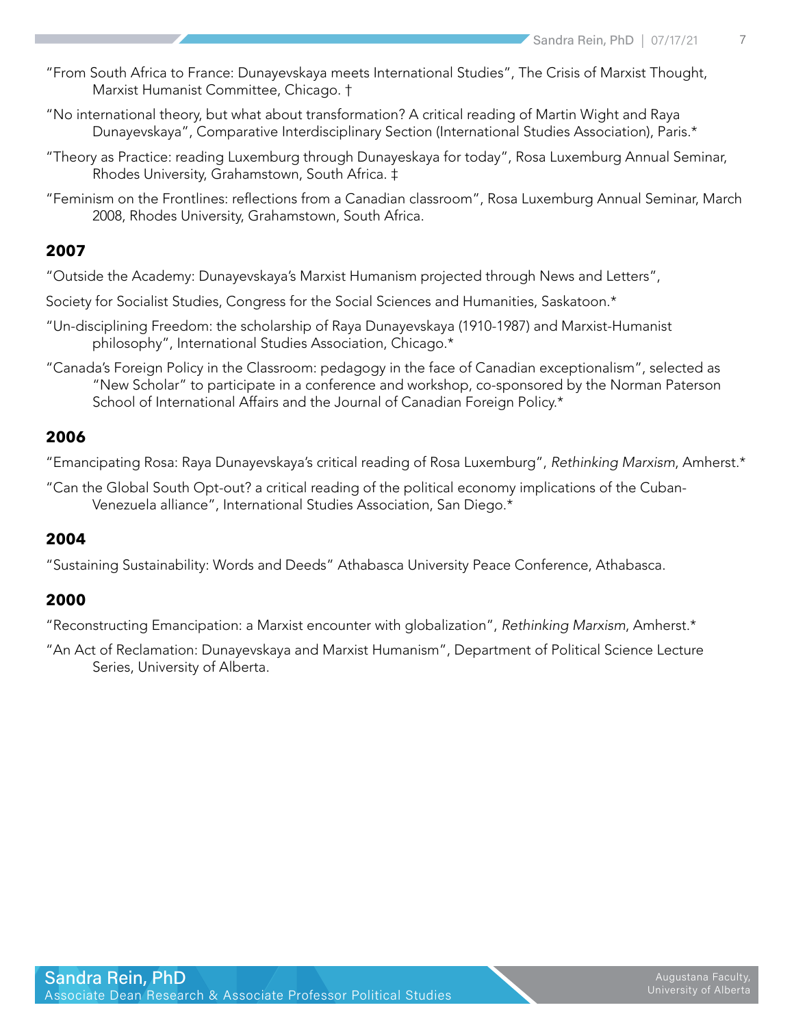"From South Africa to France: Dunayevskaya meets International Studies", The Crisis of Marxist Thought, Marxist Humanist Committee, Chicago. †

"No international theory, but what about transformation? A critical reading of Martin Wight and Raya Dunayevskaya", Comparative Interdisciplinary Section (International Studies Association), Paris.*

"Theory as Practice: reading Luxemburg through Dunayeskaya for today", Rosa Luxemburg Annual Seminar, Rhodes University, Grahamstown, South Africa. ‡

"Feminism on the Frontlines: reflections from a Canadian classroom", Rosa Luxemburg Annual Seminar, March 2008, Rhodes University, Grahamstown, South Africa.

## 2007

"Outside the Academy: Dunayevskaya's Marxist Humanism projected through News and Letters",

Society for Socialist Studies, Congress for the Social Sciences and Humanities, Saskatoon.*

"Un-disciplining Freedom: the scholarship of Raya Dunayevskaya (1910-1987) and Marxist-Humanist philosophy", International Studies Association, Chicago.*

"Canada's Foreign Policy in the Classroom: pedagogy in the face of Canadian exceptionalism", selected as "New Scholar" to participate in a conference and workshop, co-sponsored by the Norman Paterson School of International Affairs and the Journal of Canadian Foreign Policy.*

## 2006

"Emancipating Rosa: Raya Dunayevskaya's critical reading of Rosa Luxemburg", *Rethinking Marxism*, Amherst.*

"Can the Global South Opt-out? a critical reading of the political economy implications of the Cuban-Venezuela alliance", International Studies Association, San Diego.*

## 2004

"Sustaining Sustainability: Words and Deeds" Athabasca University Peace Conference, Athabasca.

## 2000

"Reconstructing Emancipation: a Marxist encounter with globalization", *Rethinking Marxism*, Amherst.*

"An Act of Reclamation: Dunayevskaya and Marxist Humanism", Department of Political Science Lecture Series, University of Alberta.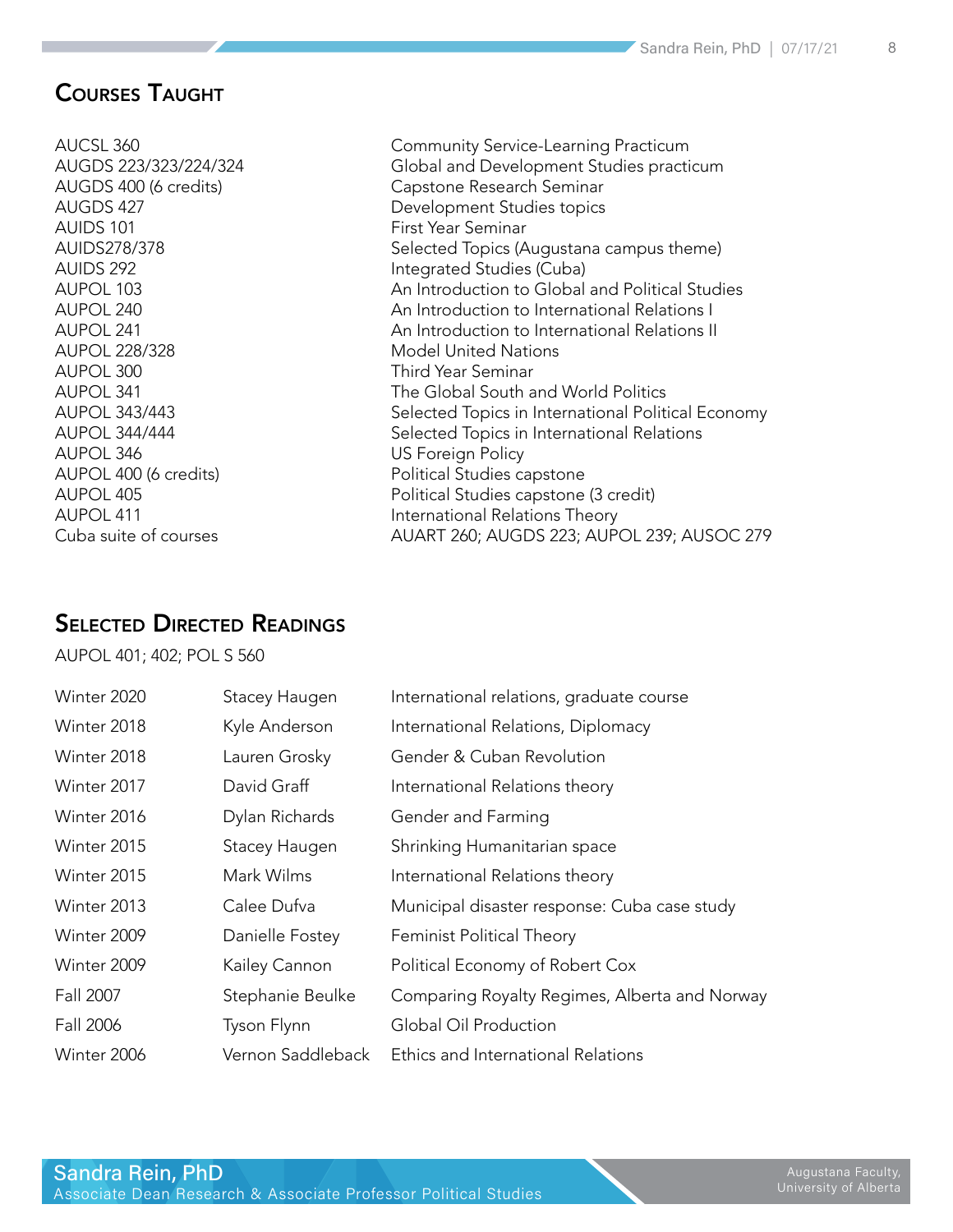## Courses Taught

| | |
|---|---|
| AUCSL 360 | Community Service-Learning Practicum |
| AUGDS 223/323/224/324 | Global and Development Studies practicum |
| AUGDS 400 (6 credits) | Capstone Research Seminar |
| AUGDS 427 | Development Studies topics |
| AUIDS 101 | First Year Seminar |
| AUIDS278/378 | Selected Topics (Augustana campus theme) |
| AUIDS 292 | Integrated Studies (Cuba) |
| AUPOL 103 | An Introduction to Global and Political Studies |
| AUPOL 240 | An Introduction to International Relations I |
| AUPOL 241 | An Introduction to International Relations II |
| AUPOL 228/328 | Model United Nations |
| AUPOL 300 | Third Year Seminar |
| AUPOL 341 | The Global South and World Politics |
| AUPOL 343/443 | Selected Topics in International Political Economy |
| AUPOL 344/444 | Selected Topics in International Relations |
| AUPOL 346 | US Foreign Policy |
| AUPOL 400 (6 credits) | Political Studies capstone |
| AUPOL 405 | Political Studies capstone (3 credit) |
| AUPOL 411 | International Relations Theory |
| Cuba suite of courses | AUART 260; AUGDS 223; AUPOL 239; AUSOC 279 |

## Selected Directed Readings

AUPOL 401; 402; POL S 560

| | | |
|---|---|---|
| Winter 2020 | Stacey Haugen | International relations, graduate course |
| Winter 2018 | Kyle Anderson | International Relations, Diplomacy |
| Winter 2018 | Lauren Grosky | Gender & Cuban Revolution |
| Winter 2017 | David Graff | International Relations theory |
| Winter 2016 | Dylan Richards | Gender and Farming |
| Winter 2015 | Stacey Haugen | Shrinking Humanitarian space |
| Winter 2015 | Mark Wilms | International Relations theory |
| Winter 2013 | Calee Dufva | Municipal disaster response: Cuba case study |
| Winter 2009 | Danielle Fostey | Feminist Political Theory |
| Winter 2009 | Kailey Cannon | Political Economy of Robert Cox |
| Fall 2007 | Stephanie Beulke | Comparing Royalty Regimes, Alberta and Norway |
| Fall 2006 | Tyson Flynn | Global Oil Production |
| Winter 2006 | Vernon Saddleback | Ethics and International Relations |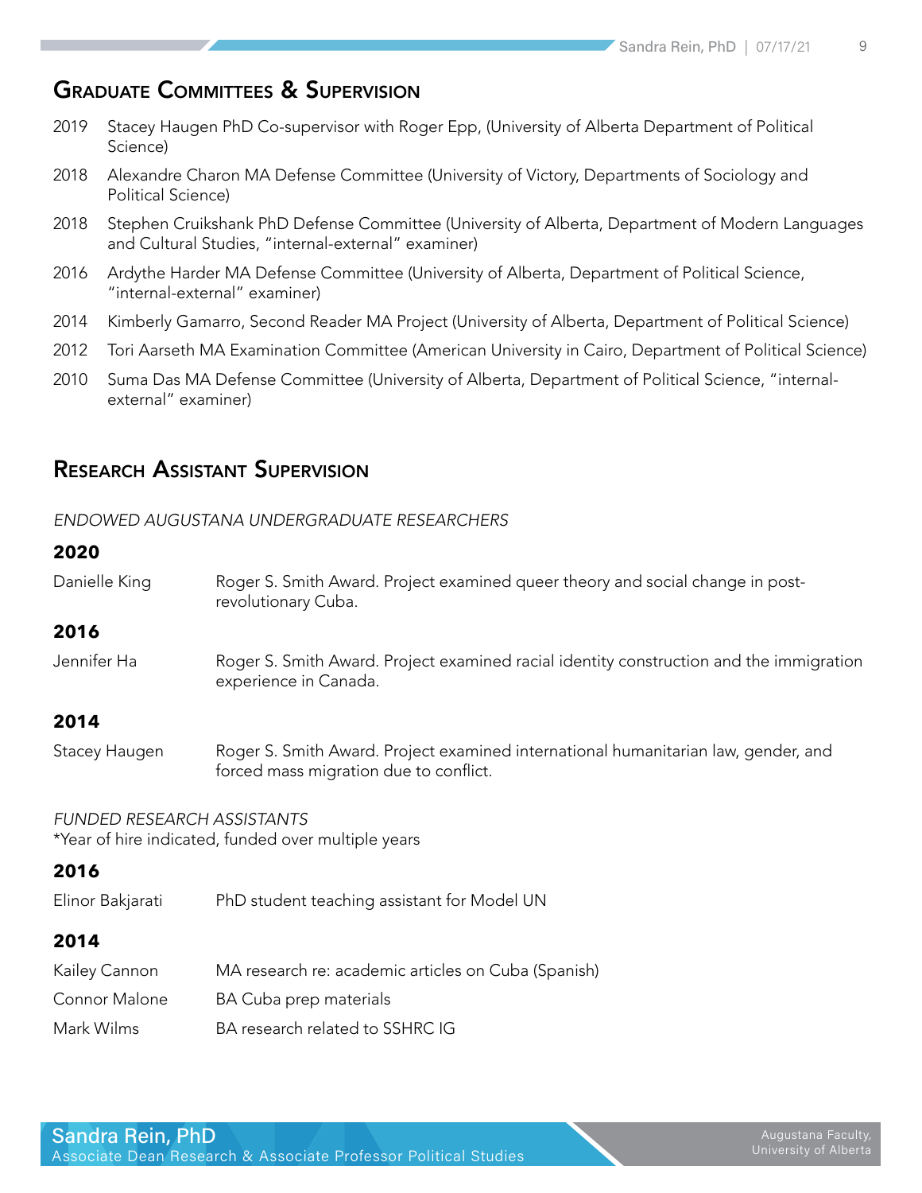## Graduate Committees & Supervision

- 2019 Stacey Haugen PhD Co-supervisor with Roger Epp, (University of Alberta Department of Political Science)
- 2018 Alexandre Charon MA Defense Committee (University of Victory, Departments of Sociology and Political Science)
- 2018 Stephen Cruikshank PhD Defense Committee (University of Alberta, Department of Modern Languages and Cultural Studies, "internal-external" examiner)
- 2016 Ardythe Harder MA Defense Committee (University of Alberta, Department of Political Science, "internal-external" examiner)
- 2014 Kimberly Gamarro, Second Reader MA Project (University of Alberta, Department of Political Science)
- 2012 Tori Aarseth MA Examination Committee (American University in Cairo, Department of Political Science)
- 2010 Suma Das MA Defense Committee (University of Alberta, Department of Political Science, "internal-external" examiner)

## Research Assistant Supervision

*ENDOWED AUGUSTANA UNDERGRADUATE RESEARCHERS*

**2020**

Danielle King — Roger S. Smith Award. Project examined queer theory and social change in post-revolutionary Cuba.

**2016**

Jennifer Ha — Roger S. Smith Award. Project examined racial identity construction and the immigration experience in Canada.

**2014**

Stacey Haugen — Roger S. Smith Award. Project examined international humanitarian law, gender, and forced mass migration due to conflict.

*FUNDED RESEARCH ASSISTANTS*
*Year of hire indicated, funded over multiple years

**2016**

Elinor Bakjarati — PhD student teaching assistant for Model UN

**2014**

Kailey Cannon — MA research re: academic articles on Cuba (Spanish)

Connor Malone — BA Cuba prep materials

Mark Wilms — BA research related to SSHRC IG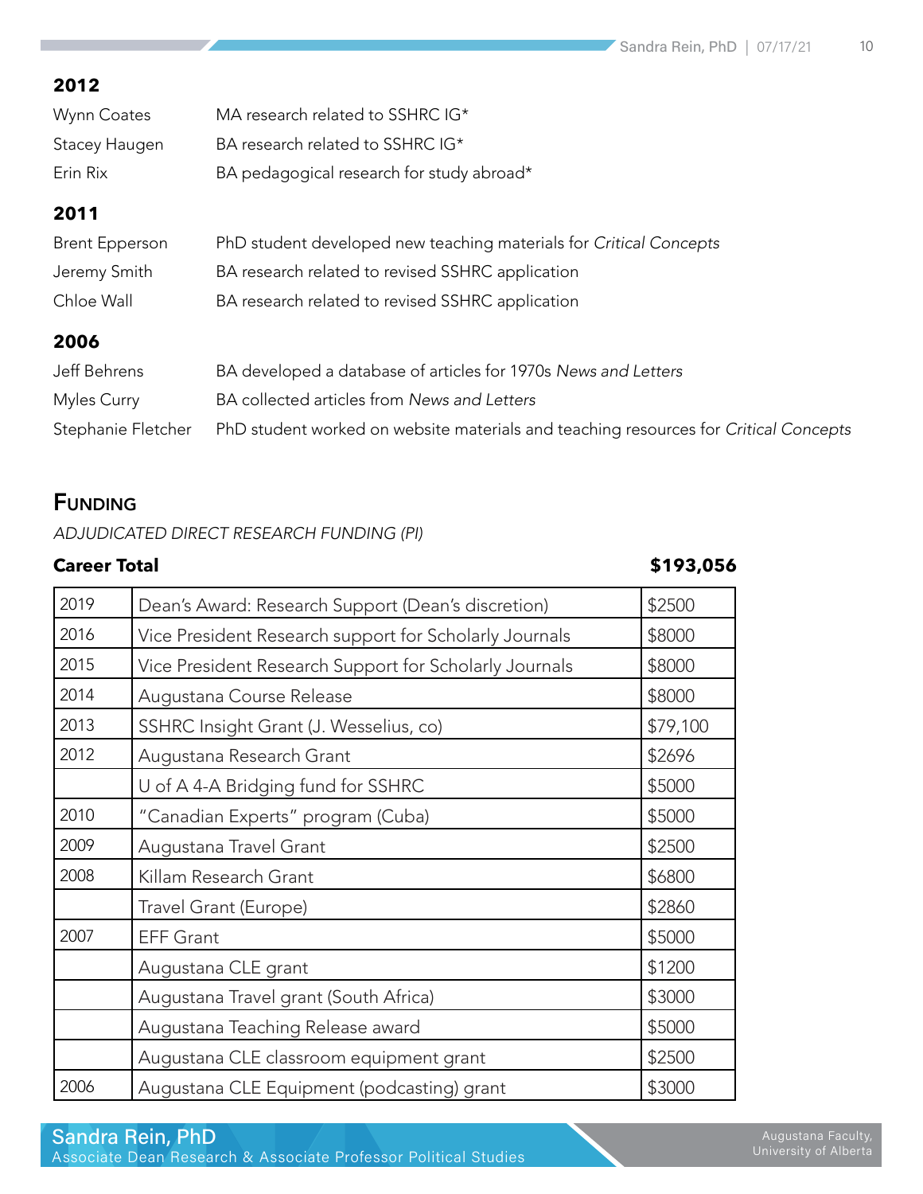### 2012

| | |
|---|---|
| Wynn Coates | MA research related to SSHRC IG* |
| Stacey Haugen | BA research related to SSHRC IG* |
| Erin Rix | BA pedagogical research for study abroad* |

### 2011

| | |
|---|---|
| Brent Epperson | PhD student developed new teaching materials for *Critical Concepts* |
| Jeremy Smith | BA research related to revised SSHRC application |
| Chloe Wall | BA research related to revised SSHRC application |

### 2006

| | |
|---|---|
| Jeff Behrens | BA developed a database of articles for 1970s *News and Letters* |
| Myles Curry | BA collected articles from *News and Letters* |
| Stephanie Fletcher | PhD student worked on website materials and teaching resources for *Critical Concepts* |

## Funding

*ADJUDICATED DIRECT RESEARCH FUNDING (PI)*

**Career Total** **$193,056**

| | | |
|---|---|---|
| 2019 | Dean's Award: Research Support (Dean's discretion) | $2500 |
| 2016 | Vice President Research support for Scholarly Journals | $8000 |
| 2015 | Vice President Research Support for Scholarly Journals | $8000 |
| 2014 | Augustana Course Release | $8000 |
| 2013 | SSHRC Insight Grant (J. Wesselius, co) | $79,100 |
| 2012 | Augustana Research Grant | $2696 |
| | U of A 4-A Bridging fund for SSHRC | $5000 |
| 2010 | "Canadian Experts" program (Cuba) | $5000 |
| 2009 | Augustana Travel Grant | $2500 |
| 2008 | Killam Research Grant | $6800 |
| | Travel Grant (Europe) | $2860 |
| 2007 | EFF Grant | $5000 |
| | Augustana CLE grant | $1200 |
| | Augustana Travel grant (South Africa) | $3000 |
| | Augustana Teaching Release award | $5000 |
| | Augustana CLE classroom equipment grant | $2500 |
| 2006 | Augustana CLE Equipment (podcasting) grant | $3000 |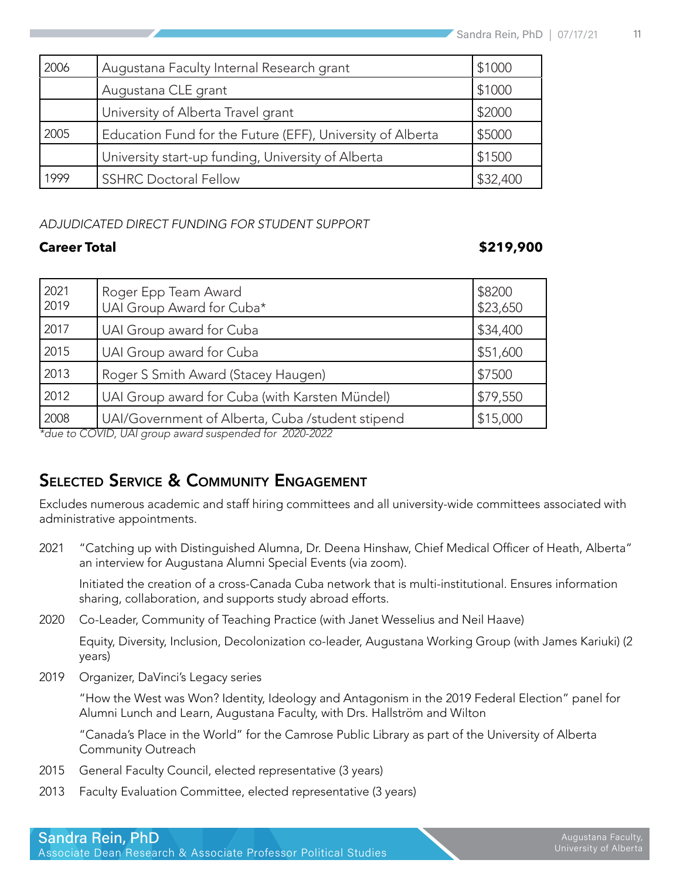| | | |
|---|---|---|
| 2006 | Augustana Faculty Internal Research grant | $1000 |
| | Augustana CLE grant | $1000 |
| | University of Alberta Travel grant | $2000 |
| 2005 | Education Fund for the Future (EFF), University of Alberta | $5000 |
| | University start-up funding, University of Alberta | $1500 |
| 1999 | SSHRC Doctoral Fellow | $32,400 |

*ADJUDICATED DIRECT FUNDING FOR STUDENT SUPPORT*

**Career Total** **$219,900**

| | | |
|---|---|---|
| 2021<br>2019 | Roger Epp Team Award<br>UAI Group Award for Cuba* | $8200<br>$23,650 |
| 2017 | UAI Group award for Cuba | $34,400 |
| 2015 | UAI Group award for Cuba | $51,600 |
| 2013 | Roger S Smith Award (Stacey Haugen) | $7500 |
| 2012 | UAI Group award for Cuba (with Karsten Mündel) | $79,550 |
| 2008 | UAI/Government of Alberta, Cuba /student stipend | $15,000 |

*\*due to COVID, UAI group award suspended for 2020-2022*

## Selected Service & Community Engagement

Excludes numerous academic and staff hiring committees and all university-wide committees associated with administrative appointments.

2021 "Catching up with Distinguished Alumna, Dr. Deena Hinshaw, Chief Medical Officer of Heath, Alberta" an interview for Augustana Alumni Special Events (via zoom).

Initiated the creation of a cross-Canada Cuba network that is multi-institutional. Ensures information sharing, collaboration, and supports study abroad efforts.

2020 Co-Leader, Community of Teaching Practice (with Janet Wesselius and Neil Haave)

Equity, Diversity, Inclusion, Decolonization co-leader, Augustana Working Group (with James Kariuki) (2 years)

2019 Organizer, DaVinci's Legacy series

"How the West was Won? Identity, Ideology and Antagonism in the 2019 Federal Election" panel for Alumni Lunch and Learn, Augustana Faculty, with Drs. Hallström and Wilton

"Canada's Place in the World" for the Camrose Public Library as part of the University of Alberta Community Outreach

2015 General Faculty Council, elected representative (3 years)

2013 Faculty Evaluation Committee, elected representative (3 years)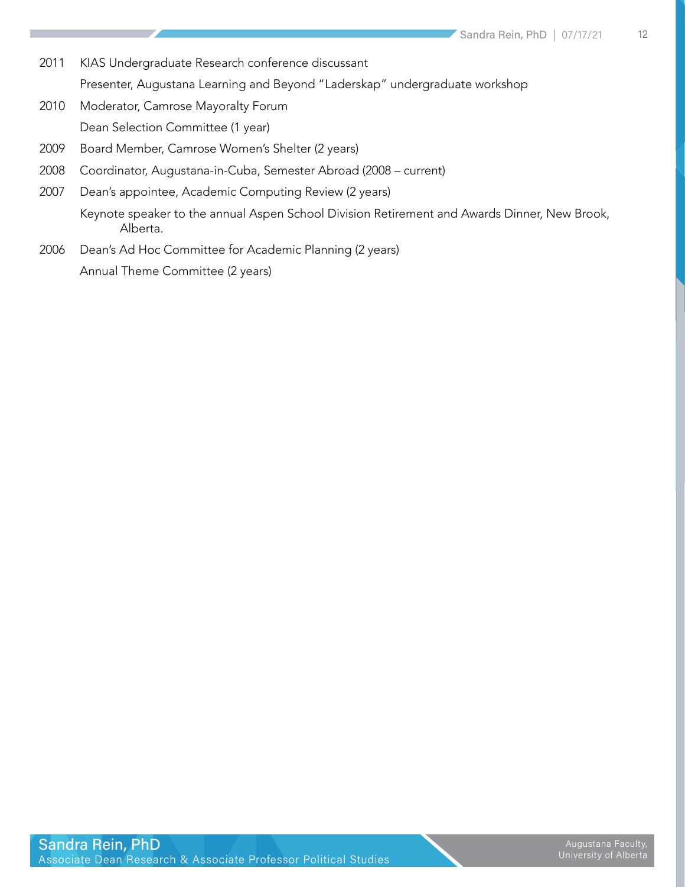2011 KIAS Undergraduate Research conference discussant

Presenter, Augustana Learning and Beyond "Laderskap" undergraduate workshop

2010 Moderator, Camrose Mayoralty Forum

Dean Selection Committee (1 year)

2009 Board Member, Camrose Women's Shelter (2 years)

2008 Coordinator, Augustana-in-Cuba, Semester Abroad (2008 – current)

2007 Dean's appointee, Academic Computing Review (2 years)

Keynote speaker to the annual Aspen School Division Retirement and Awards Dinner, New Brook, Alberta.

2006 Dean's Ad Hoc Committee for Academic Planning (2 years)

Annual Theme Committee (2 years)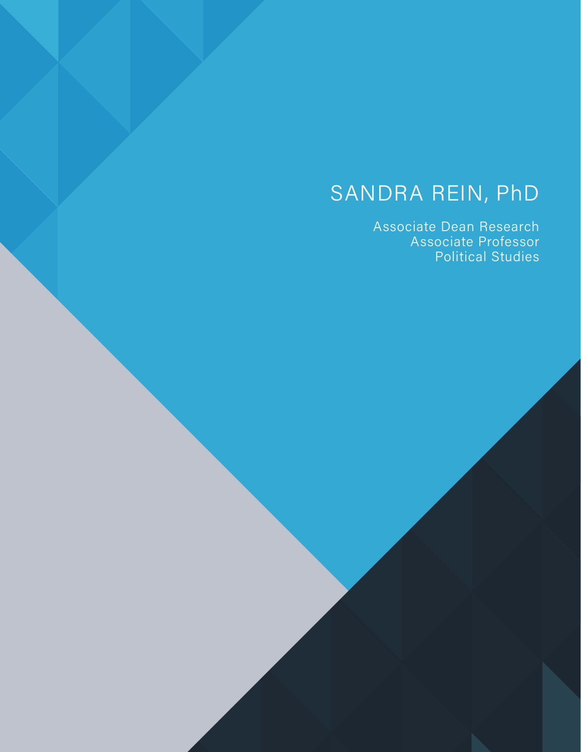# SANDRA REIN, PhD

Associate Dean Research
Associate Professor
Political Studies